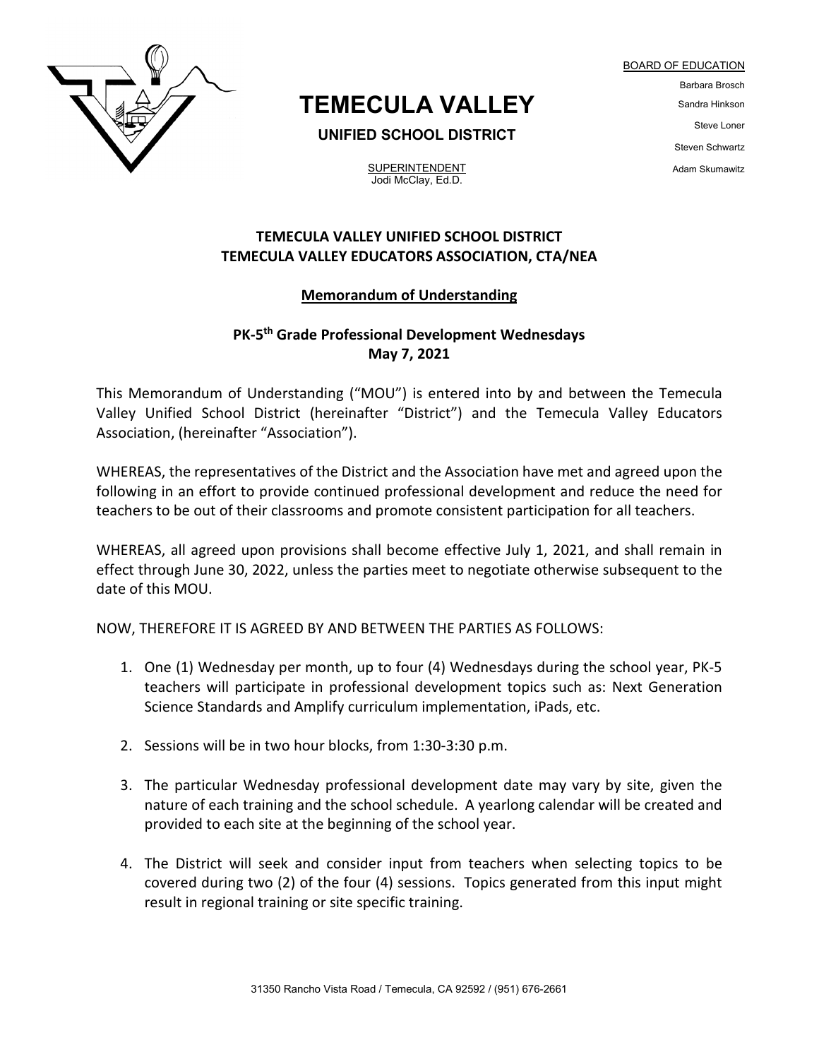# TEMECULA VALLEY

**UNIFIED SCHOOL DISTRICT**

SUPERINTENDENT
Jodi McClay, Ed.D.

BOARD OF EDUCATION
Barbara Brosch
Sandra Hinkson
Steve Loner
Steven Schwartz
Adam Skumawitz

**TEMECULA VALLEY UNIFIED SCHOOL DISTRICT**
**TEMECULA VALLEY EDUCATORS ASSOCIATION, CTA/NEA**

## Memorandum of Understanding

**PK-5th Grade Professional Development Wednesdays**
**May 7, 2021**

This Memorandum of Understanding ("MOU") is entered into by and between the Temecula Valley Unified School District (hereinafter "District") and the Temecula Valley Educators Association, (hereinafter "Association").

WHEREAS, the representatives of the District and the Association have met and agreed upon the following in an effort to provide continued professional development and reduce the need for teachers to be out of their classrooms and promote consistent participation for all teachers.

WHEREAS, all agreed upon provisions shall become effective July 1, 2021, and shall remain in effect through June 30, 2022, unless the parties meet to negotiate otherwise subsequent to the date of this MOU.

NOW, THEREFORE IT IS AGREED BY AND BETWEEN THE PARTIES AS FOLLOWS:

1. One (1) Wednesday per month, up to four (4) Wednesdays during the school year, PK-5 teachers will participate in professional development topics such as: Next Generation Science Standards and Amplify curriculum implementation, iPads, etc.

2. Sessions will be in two hour blocks, from 1:30-3:30 p.m.

3. The particular Wednesday professional development date may vary by site, given the nature of each training and the school schedule. A yearlong calendar will be created and provided to each site at the beginning of the school year.

4. The District will seek and consider input from teachers when selecting topics to be covered during two (2) of the four (4) sessions. Topics generated from this input might result in regional training or site specific training.

31350 Rancho Vista Road / Temecula, CA 92592 / (951) 676-2661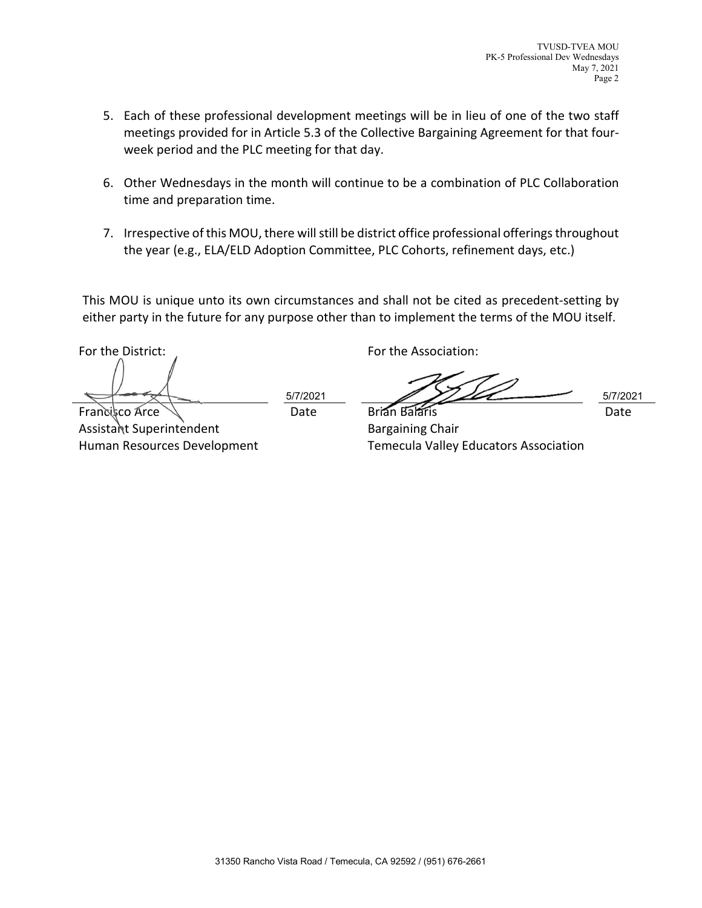5. Each of these professional development meetings will be in lieu of one of the two staff meetings provided for in Article 5.3 of the Collective Bargaining Agreement for that four-week period and the PLC meeting for that day.

6. Other Wednesdays in the month will continue to be a combination of PLC Collaboration time and preparation time.

7. Irrespective of this MOU, there will still be district office professional offerings throughout the year (e.g., ELA/ELD Adoption Committee, PLC Cohorts, refinement days, etc.)

This MOU is unique unto its own circumstances and shall not be cited as precedent-setting by either party in the future for any purpose other than to implement the terms of the MOU itself.

For the District:

5/7/2021

Francisco Arce — Date
Assistant Superintendent
Human Resources Development

For the Association:

5/7/2021

Brian Balaris — Date
Bargaining Chair
Temecula Valley Educators Association

31350 Rancho Vista Road / Temecula, CA 92592 / (951) 676-2661